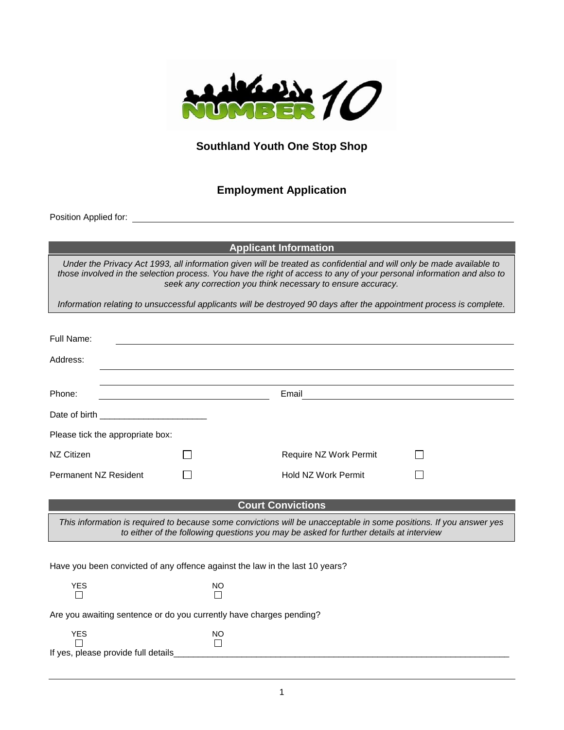# Southland Youth One Stop Shop

## Employment Application

Position Applied for: ______________________________

### Applicant Information

*Under the Privacy Act 1993, all information given will be treated as confidential and will only be made available to those involved in the selection process. You have the right of access to any of your personal information and also to seek any correction you think necessary to ensure accuracy.*

*Information relating to unsuccessful applicants will be destroyed 90 days after the appointment process is complete.*

Full Name: ______________________________

Address: ______________________________

______________________________

Phone: ______________________ Email ______________________

Date of birth ______________________

Please tick the appropriate box:

| | | | |
|---|---|---|---|
| NZ Citizen | ☐ | Require NZ Work Permit | ☐ |
| Permanent NZ Resident | ☐ | Hold NZ Work Permit | ☐ |

### Court Convictions

*This information is required to because some convictions will be unacceptable in some positions. If you answer yes to either of the following questions you may be asked for further details at interview*

Have you been convicted of any offence against the law in the last 10 years?

YES ☐ NO ☐

Are you awaiting sentence or do you currently have charges pending?

YES ☐ NO ☐

If yes, please provide full details______________________________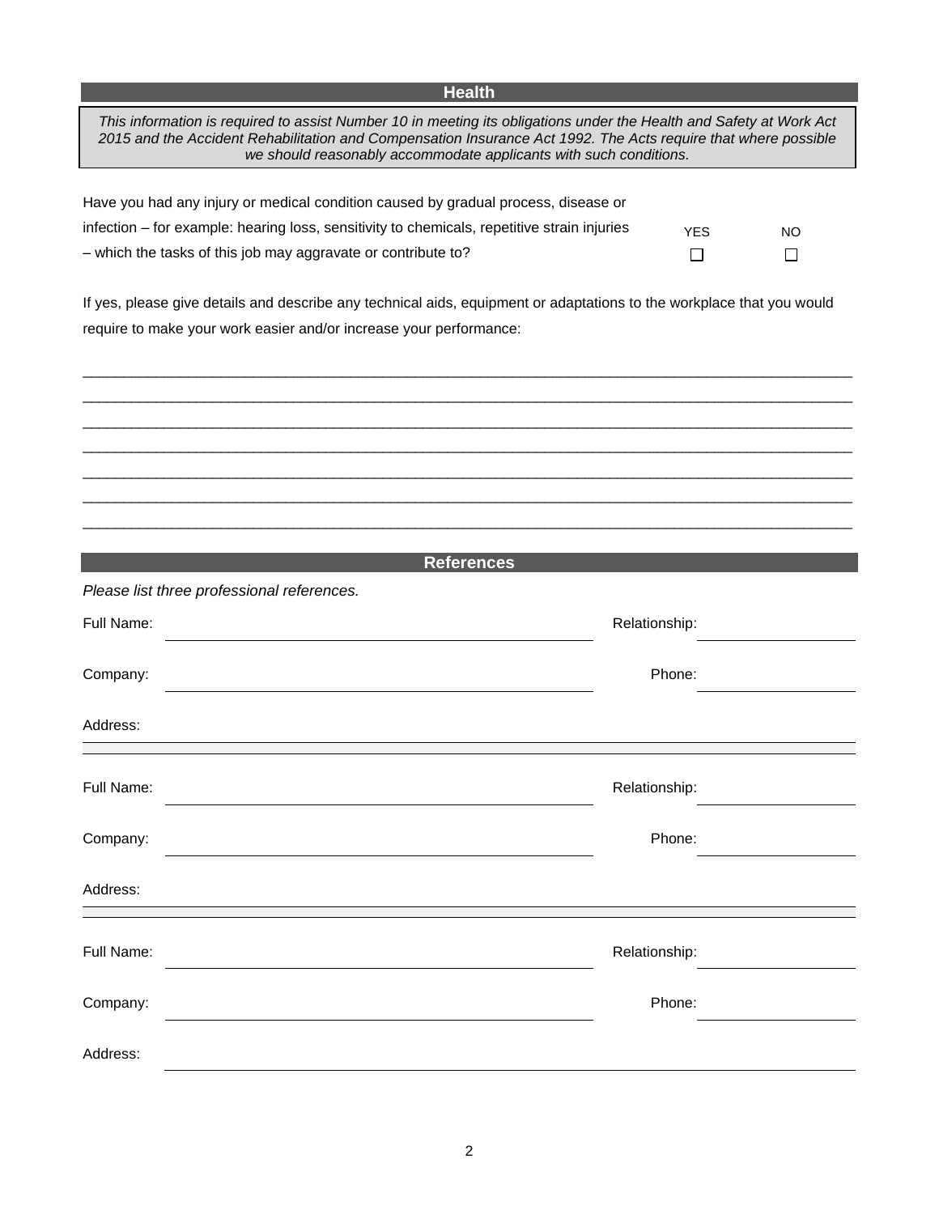## Health

*This information is required to assist Number 10 in meeting its obligations under the Health and Safety at Work Act 2015 and the Accident Rehabilitation and Compensation Insurance Act 1992. The Acts require that where possible we should reasonably accommodate applicants with such conditions.*

Have you had any injury or medical condition caused by gradual process, disease or infection – for example: hearing loss, sensitivity to chemicals, repetitive strain injuries – which the tasks of this job may aggravate or contribute to?

YES ☐ NO ☐

If yes, please give details and describe any technical aids, equipment or adaptations to the workplace that you would require to make your work easier and/or increase your performance:

\_\_\_\_\_\_\_\_\_\_\_\_\_\_\_\_\_\_\_\_\_\_\_\_\_\_\_\_\_\_\_\_\_\_\_\_\_\_\_\_\_\_\_\_\_\_\_\_\_\_\_\_\_\_\_\_\_\_\_\_\_\_\_\_\_\_\_\_\_\_\_\_

\_\_\_\_\_\_\_\_\_\_\_\_\_\_\_\_\_\_\_\_\_\_\_\_\_\_\_\_\_\_\_\_\_\_\_\_\_\_\_\_\_\_\_\_\_\_\_\_\_\_\_\_\_\_\_\_\_\_\_\_\_\_\_\_\_\_\_\_\_\_\_\_

\_\_\_\_\_\_\_\_\_\_\_\_\_\_\_\_\_\_\_\_\_\_\_\_\_\_\_\_\_\_\_\_\_\_\_\_\_\_\_\_\_\_\_\_\_\_\_\_\_\_\_\_\_\_\_\_\_\_\_\_\_\_\_\_\_\_\_\_\_\_\_\_

\_\_\_\_\_\_\_\_\_\_\_\_\_\_\_\_\_\_\_\_\_\_\_\_\_\_\_\_\_\_\_\_\_\_\_\_\_\_\_\_\_\_\_\_\_\_\_\_\_\_\_\_\_\_\_\_\_\_\_\_\_\_\_\_\_\_\_\_\_\_\_\_

\_\_\_\_\_\_\_\_\_\_\_\_\_\_\_\_\_\_\_\_\_\_\_\_\_\_\_\_\_\_\_\_\_\_\_\_\_\_\_\_\_\_\_\_\_\_\_\_\_\_\_\_\_\_\_\_\_\_\_\_\_\_\_\_\_\_\_\_\_\_\_\_

\_\_\_\_\_\_\_\_\_\_\_\_\_\_\_\_\_\_\_\_\_\_\_\_\_\_\_\_\_\_\_\_\_\_\_\_\_\_\_\_\_\_\_\_\_\_\_\_\_\_\_\_\_\_\_\_\_\_\_\_\_\_\_\_\_\_\_\_\_\_\_\_

\_\_\_\_\_\_\_\_\_\_\_\_\_\_\_\_\_\_\_\_\_\_\_\_\_\_\_\_\_\_\_\_\_\_\_\_\_\_\_\_\_\_\_\_\_\_\_\_\_\_\_\_\_\_\_\_\_\_\_\_\_\_\_\_\_\_\_\_\_\_\_\_

## References

*Please list three professional references.*

Full Name: \_\_\_\_\_\_\_\_\_\_\_\_\_\_\_\_\_\_\_\_\_\_\_\_\_\_\_\_\_\_ Relationship: \_\_\_\_\_\_\_\_\_\_\_\_\_\_\_

Company: \_\_\_\_\_\_\_\_\_\_\_\_\_\_\_\_\_\_\_\_\_\_\_\_\_\_\_\_\_\_ Phone: \_\_\_\_\_\_\_\_\_\_\_\_\_\_\_

Address: \_\_\_\_\_\_\_\_\_\_\_\_\_\_\_\_\_\_\_\_\_\_\_\_\_\_\_\_\_\_\_\_\_\_\_\_\_\_\_\_\_\_\_\_\_\_\_\_\_\_\_\_\_\_

Full Name: \_\_\_\_\_\_\_\_\_\_\_\_\_\_\_\_\_\_\_\_\_\_\_\_\_\_\_\_\_\_ Relationship: \_\_\_\_\_\_\_\_\_\_\_\_\_\_\_

Company: \_\_\_\_\_\_\_\_\_\_\_\_\_\_\_\_\_\_\_\_\_\_\_\_\_\_\_\_\_\_ Phone: \_\_\_\_\_\_\_\_\_\_\_\_\_\_\_

Address: \_\_\_\_\_\_\_\_\_\_\_\_\_\_\_\_\_\_\_\_\_\_\_\_\_\_\_\_\_\_\_\_\_\_\_\_\_\_\_\_\_\_\_\_\_\_\_\_\_\_\_\_\_\_

Full Name: \_\_\_\_\_\_\_\_\_\_\_\_\_\_\_\_\_\_\_\_\_\_\_\_\_\_\_\_\_\_ Relationship: \_\_\_\_\_\_\_\_\_\_\_\_\_\_\_

Company: \_\_\_\_\_\_\_\_\_\_\_\_\_\_\_\_\_\_\_\_\_\_\_\_\_\_\_\_\_\_ Phone: \_\_\_\_\_\_\_\_\_\_\_\_\_\_\_

Address: \_\_\_\_\_\_\_\_\_\_\_\_\_\_\_\_\_\_\_\_\_\_\_\_\_\_\_\_\_\_\_\_\_\_\_\_\_\_\_\_\_\_\_\_\_\_\_\_\_\_\_\_\_\_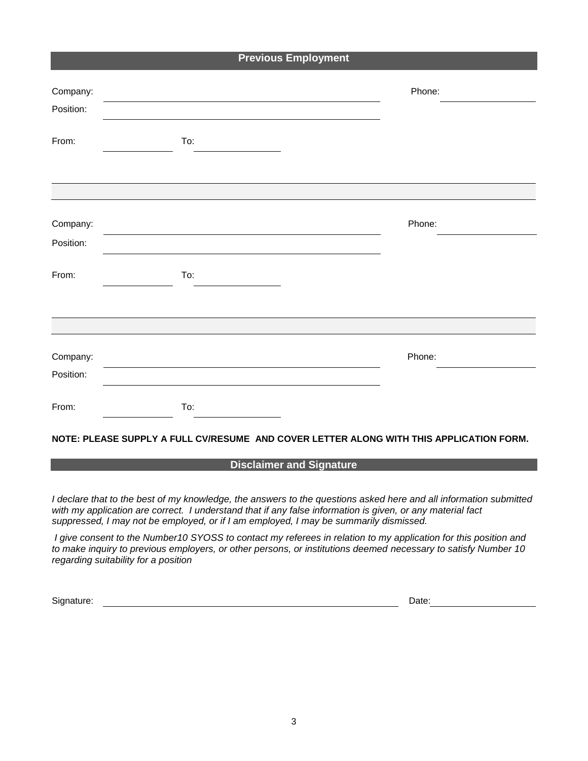## Previous Employment

Company: ______________________________ Phone: ______________

Position: ______________________________

From: __________ To: __________

---

Company: ______________________________ Phone: ______________

Position: ______________________________

From: __________ To: __________

---

Company: ______________________________ Phone: ______________

Position: ______________________________

From: __________ To: __________

**NOTE: PLEASE SUPPLY A FULL CV/RESUME AND COVER LETTER ALONG WITH THIS APPLICATION FORM.**

## Disclaimer and Signature

*I declare that to the best of my knowledge, the answers to the questions asked here and all information submitted with my application are correct. I understand that if any false information is given, or any material fact suppressed, I may not be employed, or if I am employed, I may be summarily dismissed.*

*I give consent to the Number10 SYOSS to contact my referees in relation to my application for this position and to make inquiry to previous employers, or other persons, or institutions deemed necessary to satisfy Number 10 regarding suitability for a position*

Signature: ______________________________ Date: ______________